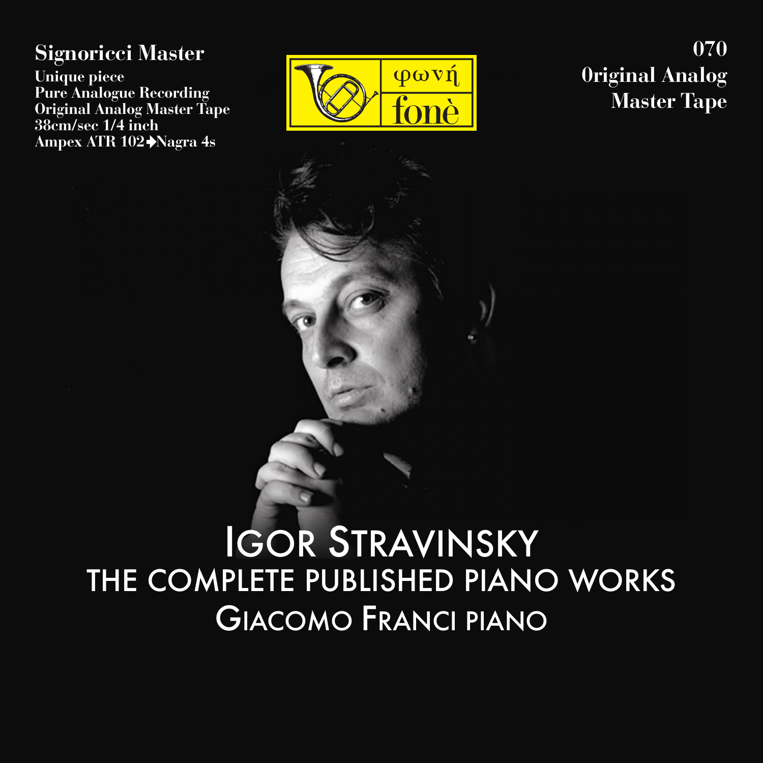**Signoricci Master**

Unique piece
Pure Analogue Recording
Original Analog Master Tape
38cm/sec 1/4 inch
Ampex ATR 102➔Nagra 4s

φωνή
fonè

070
Original Analog
Master Tape

# Igor Stravinsky

## The Complete Published Piano Works

### Giacomo Franci piano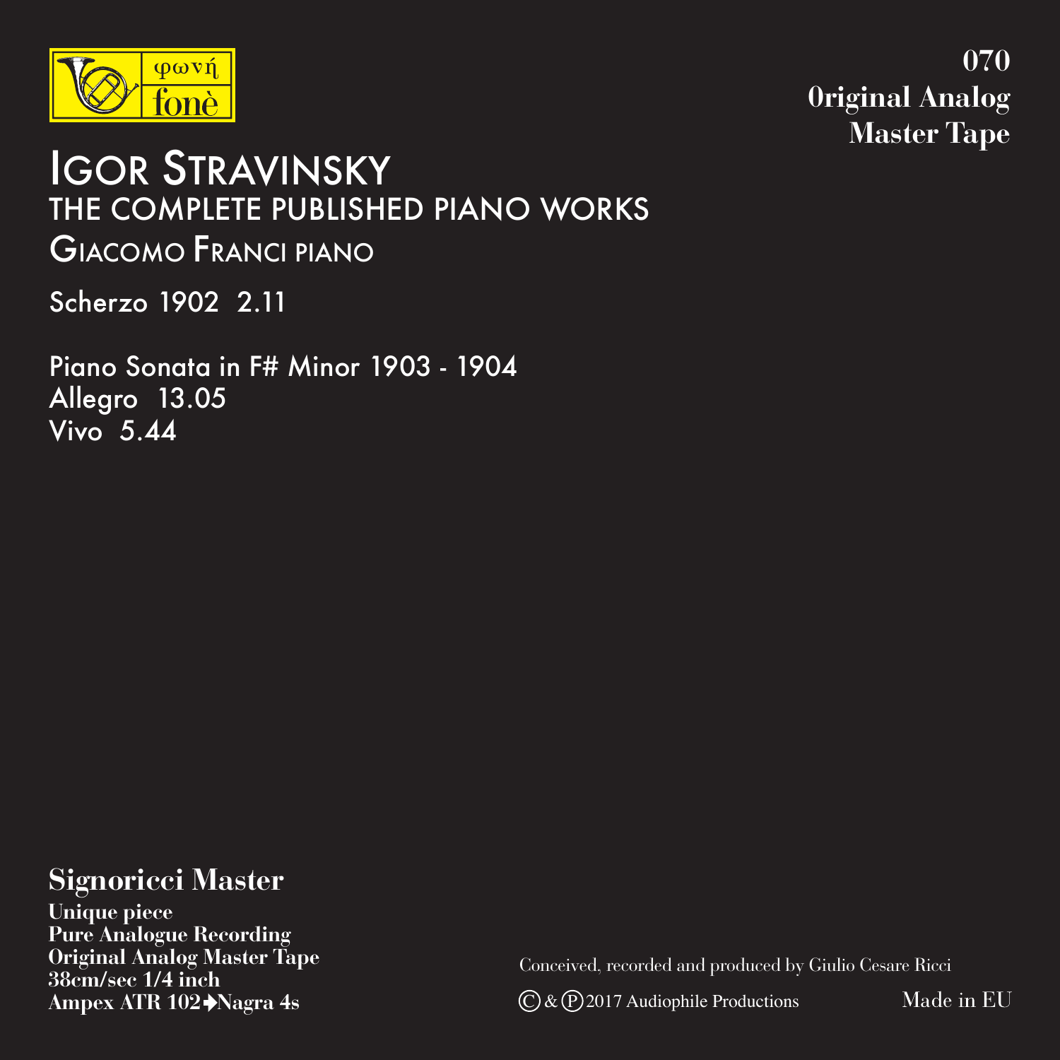φωνή
fonè

**070**
**0riginal Analog**
**Master Tape**

# Igor Stravinsky

## THE COMPLETE PUBLISHED PIANO WORKS

### Giacomo Franci piano

Scherzo 1902 2.11

Piano Sonata in F# Minor 1903 - 1904
Allegro 13.05
Vivo 5.44

**Signoricci Master**

**Unique piece**
**Pure Analogue Recording**
**Original Analog Master Tape**
**38cm/sec 1/4 inch**
**Ampex ATR 102➔Nagra 4s**

Conceived, recorded and produced by Giulio Cesare Ricci

© & ℗ 2017 Audiophile Productions

Made in EU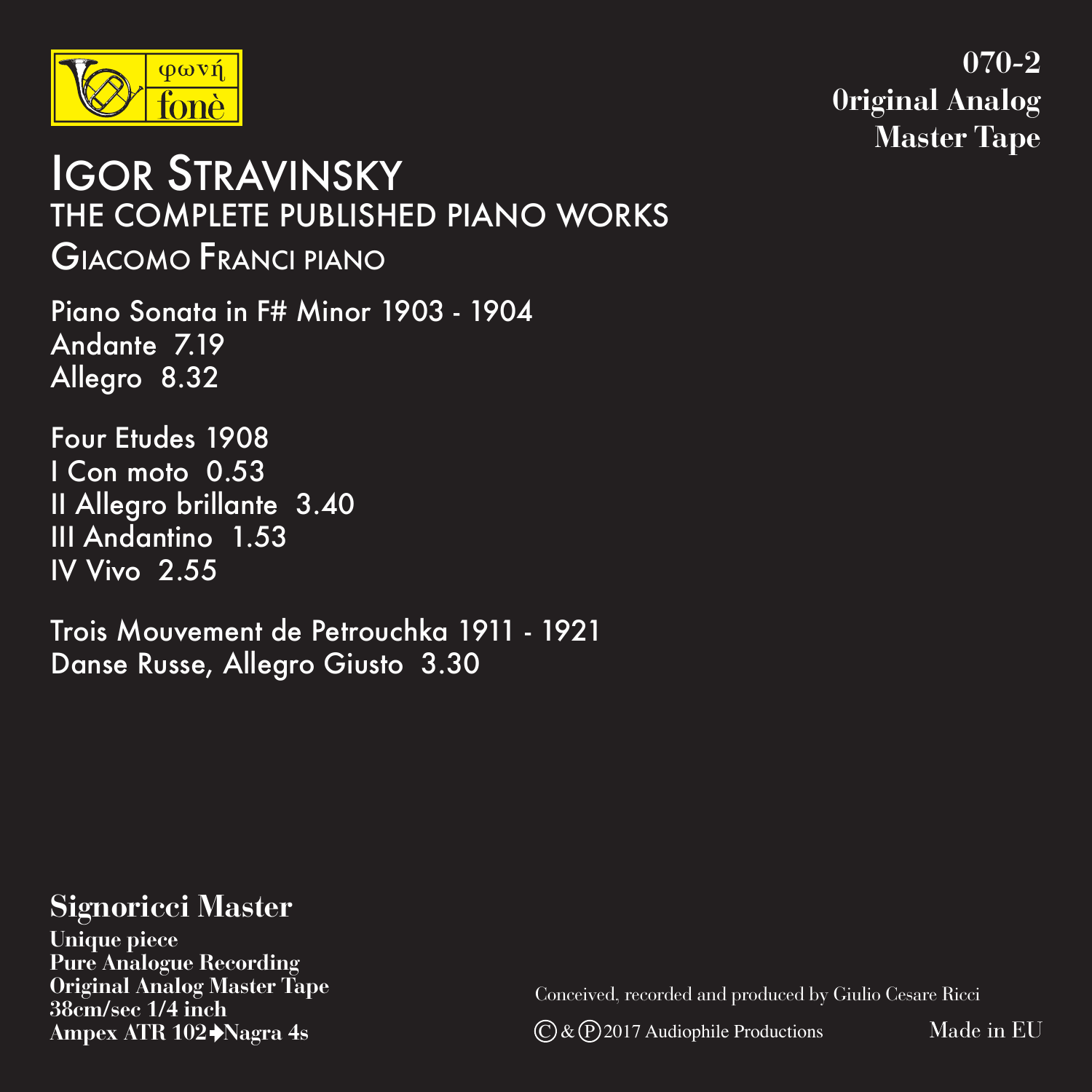φωνή
fonè

**070-2**
**0riginal Analog**
**Master Tape**

# Igor Stravinsky

## THE COMPLETE PUBLISHED PIANO WORKS

### Giacomo Franci piano

Piano Sonata in F# Minor 1903 - 1904
Andante 7.19
Allegro 8.32

Four Etudes 1908
I Con moto 0.53
II Allegro brillante 3.40
III Andantino 1.53
IV Vivo 2.55

Trois Mouvement de Petrouchka 1911 - 1921
Danse Russe, Allegro Giusto 3.30

**Signoricci Master**
**Unique piece**
**Pure Analogue Recording**
**Original Analog Master Tape**
**38cm/sec 1/4 inch**
**Ampex ATR 102➔Nagra 4s**

Conceived, recorded and produced by Giulio Cesare Ricci

Ⓒ & Ⓟ 2017 Audiophile Productions

Made in EU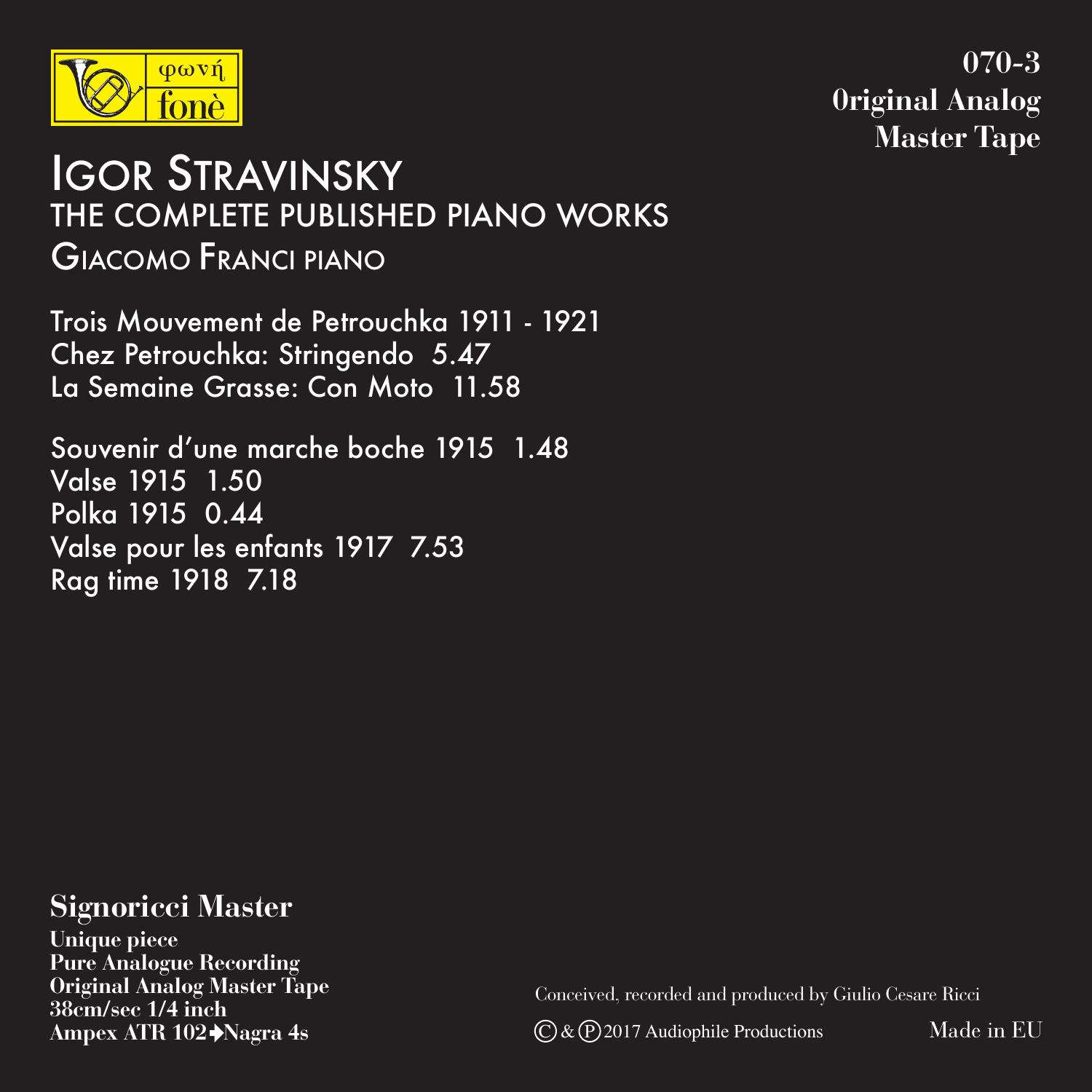φωνή
fonè

**070-3**
**0riginal Analog**
**Master Tape**

# Igor Stravinsky
## The Complete Published Piano Works
### Giacomo Franci piano

Trois Mouvement de Petrouchka 1911 - 1921
Chez Petrouchka: Stringendo 5.47
La Semaine Grasse: Con Moto 11.58

Souvenir d'une marche boche 1915 1.48
Valse 1915 1.50
Polka 1915 0.44
Valse pour les enfants 1917 7.53
Rag time 1918 7.18

**Signoricci Master**

**Unique piece**
**Pure Analogue Recording**
**Original Analog Master Tape**
**38cm/sec 1/4 inch**
**Ampex ATR 102➔Nagra 4s**

Conceived, recorded and produced by Giulio Cesare Ricci

Ⓒ & Ⓟ 2017 Audiophile Productions

Made in EU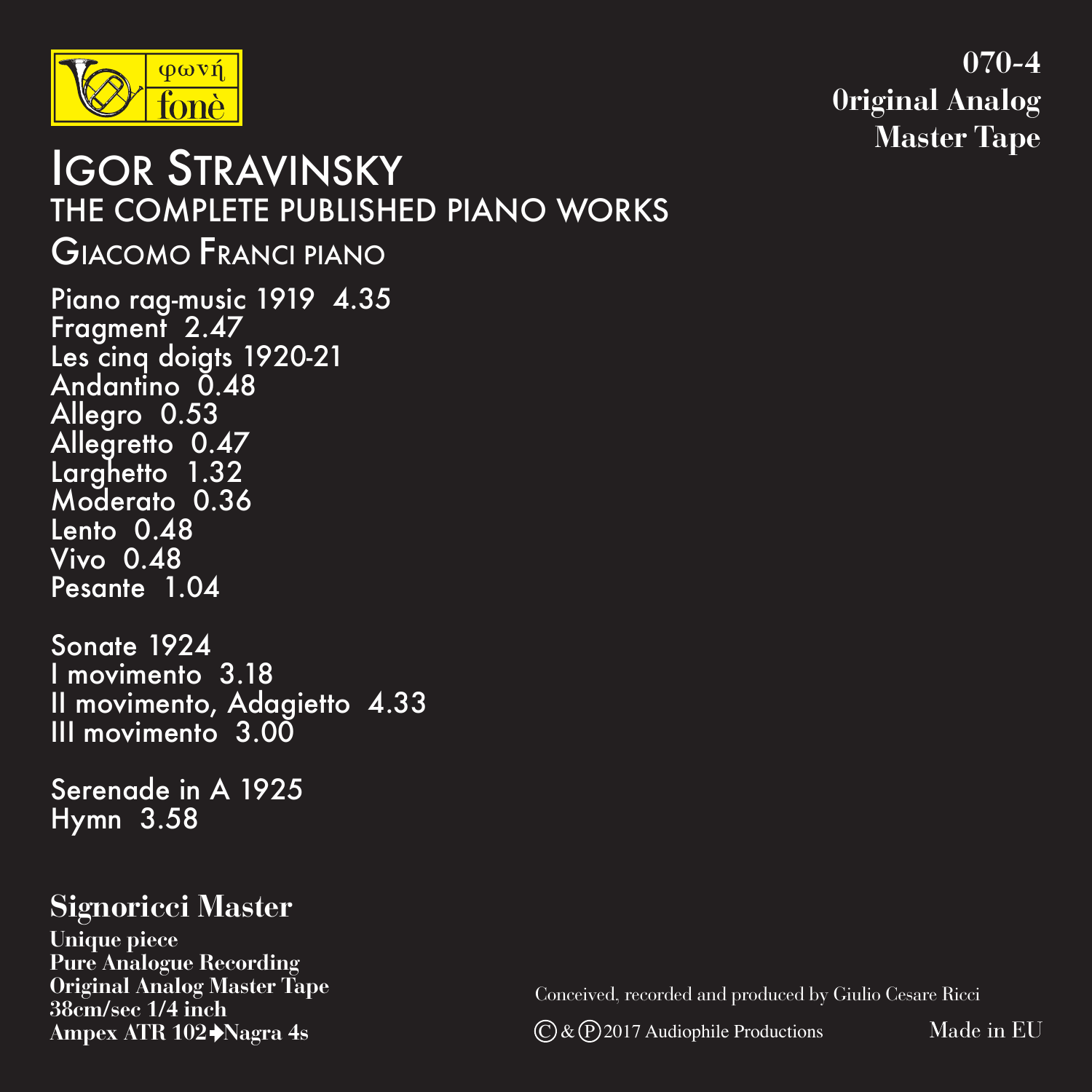φωνή
fonè

**070-4**
**0riginal Analog**
**Master Tape**

# Igor Stravinsky

## The Complete Published Piano Works

### Giacomo Franci piano

Piano rag-music 1919  4.35
Fragment  2.47
Les cinq doigts 1920-21
Andantino  0.48
Allegro  0.53
Allegretto  0.47
Larghetto  1.32
Moderato  0.36
Lento  0.48
Vivo  0.48
Pesante  1.04

Sonate 1924
I movimento  3.18
II movimento, Adagietto  4.33
III movimento  3.00

Serenade in A 1925
Hymn  3.58

## Signoricci Master

**Unique piece**
**Pure Analogue Recording**
**Original Analog Master Tape**
**38cm/sec 1/4 inch**
**Ampex ATR 102➔Nagra 4s**

Conceived, recorded and produced by Giulio Cesare Ricci

© & ℗ 2017 Audiophile Productions

Made in EU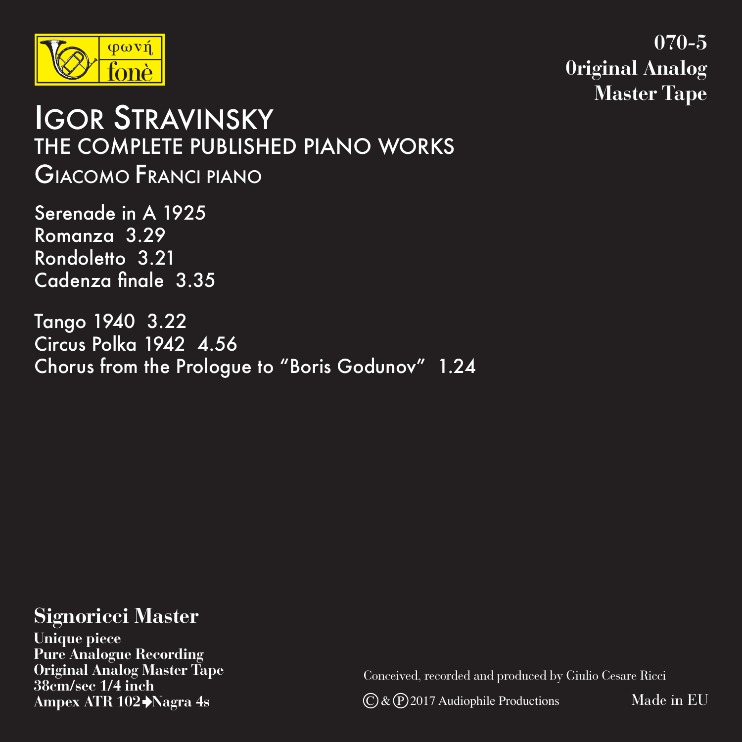φωνή
fonè

**070-5**
**0riginal Analog**
**Master Tape**

# Igor Stravinsky
## The Complete Published Piano Works
### Giacomo Franci piano

Serenade in A 1925
Romanza  3.29
Rondoletto  3.21
Cadenza finale  3.35

Tango 1940  3.22
Circus Polka 1942  4.56
Chorus from the Prologue to "Boris Godunov"  1.24

**Signoricci Master**

**Unique piece**
**Pure Analogue Recording**
**Original Analog Master Tape**
**38cm/sec 1/4 inch**
**Ampex ATR 102➔Nagra 4s**

Conceived, recorded and produced by Giulio Cesare Ricci

© & ℗ 2017 Audiophile Productions

Made in EU